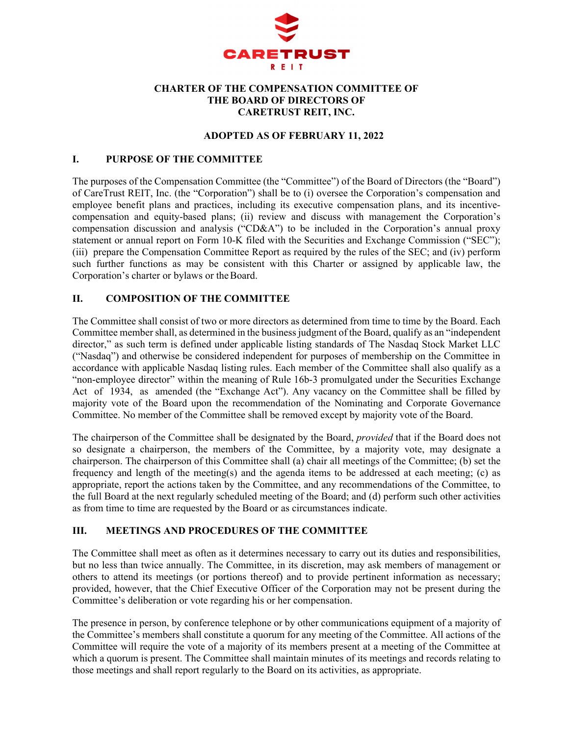# CHARTER OF THE COMPENSATION COMMITTEE OF THE BOARD OF DIRECTORS OF CARETRUST REIT, INC.

**ADOPTED AS OF FEBRUARY 11, 2022**

## I. PURPOSE OF THE COMMITTEE

The purposes of the Compensation Committee (the "Committee") of the Board of Directors (the "Board") of CareTrust REIT, Inc. (the "Corporation") shall be to (i) oversee the Corporation's compensation and employee benefit plans and practices, including its executive compensation plans, and its incentive-compensation and equity-based plans; (ii) review and discuss with management the Corporation's compensation discussion and analysis ("CD&A") to be included in the Corporation's annual proxy statement or annual report on Form 10-K filed with the Securities and Exchange Commission ("SEC"); (iii) prepare the Compensation Committee Report as required by the rules of the SEC; and (iv) perform such further functions as may be consistent with this Charter or assigned by applicable law, the Corporation's charter or bylaws or the Board.

## II. COMPOSITION OF THE COMMITTEE

The Committee shall consist of two or more directors as determined from time to time by the Board. Each Committee member shall, as determined in the business judgment of the Board, qualify as an "independent director," as such term is defined under applicable listing standards of The Nasdaq Stock Market LLC ("Nasdaq") and otherwise be considered independent for purposes of membership on the Committee in accordance with applicable Nasdaq listing rules. Each member of the Committee shall also qualify as a "non-employee director" within the meaning of Rule 16b-3 promulgated under the Securities Exchange Act of 1934, as amended (the "Exchange Act"). Any vacancy on the Committee shall be filled by majority vote of the Board upon the recommendation of the Nominating and Corporate Governance Committee. No member of the Committee shall be removed except by majority vote of the Board.

The chairperson of the Committee shall be designated by the Board, *provided* that if the Board does not so designate a chairperson, the members of the Committee, by a majority vote, may designate a chairperson. The chairperson of this Committee shall (a) chair all meetings of the Committee; (b) set the frequency and length of the meeting(s) and the agenda items to be addressed at each meeting; (c) as appropriate, report the actions taken by the Committee, and any recommendations of the Committee, to the full Board at the next regularly scheduled meeting of the Board; and (d) perform such other activities as from time to time are requested by the Board or as circumstances indicate.

## III. MEETINGS AND PROCEDURES OF THE COMMITTEE

The Committee shall meet as often as it determines necessary to carry out its duties and responsibilities, but no less than twice annually. The Committee, in its discretion, may ask members of management or others to attend its meetings (or portions thereof) and to provide pertinent information as necessary; provided, however, that the Chief Executive Officer of the Corporation may not be present during the Committee's deliberation or vote regarding his or her compensation.

The presence in person, by conference telephone or by other communications equipment of a majority of the Committee's members shall constitute a quorum for any meeting of the Committee. All actions of the Committee will require the vote of a majority of its members present at a meeting of the Committee at which a quorum is present. The Committee shall maintain minutes of its meetings and records relating to those meetings and shall report regularly to the Board on its activities, as appropriate.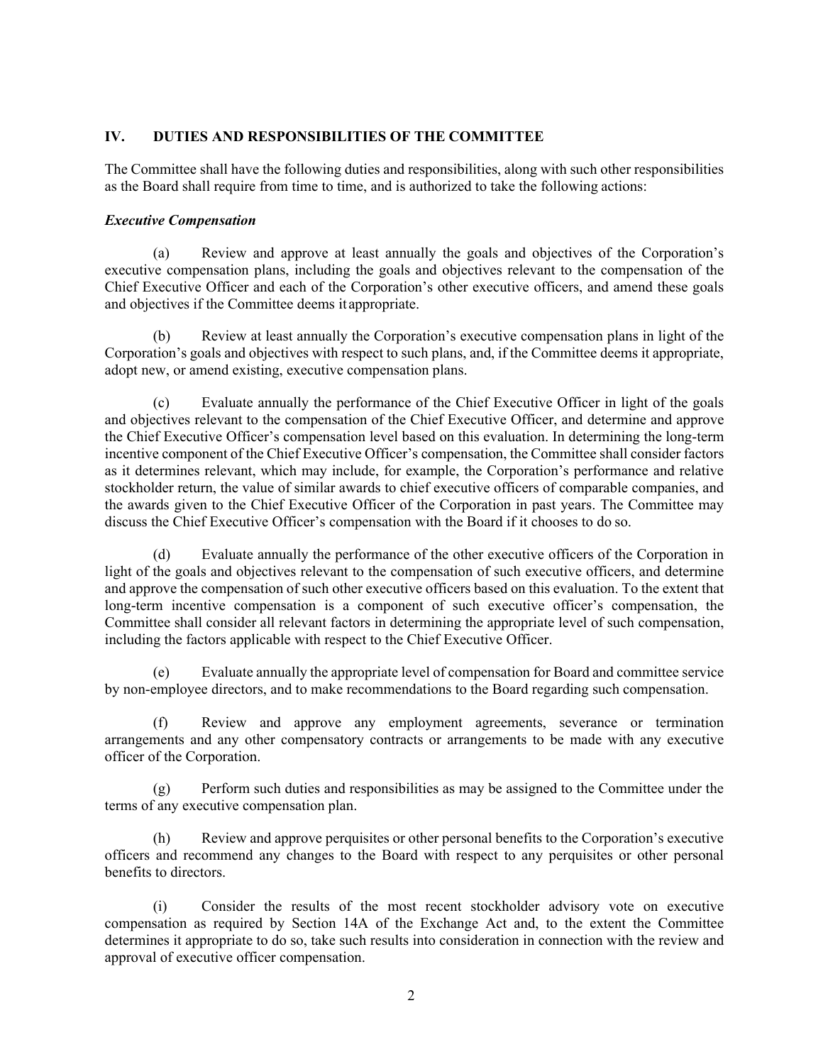## IV. DUTIES AND RESPONSIBILITIES OF THE COMMITTEE

The Committee shall have the following duties and responsibilities, along with such other responsibilities as the Board shall require from time to time, and is authorized to take the following actions:

***Executive Compensation***

(a) Review and approve at least annually the goals and objectives of the Corporation's executive compensation plans, including the goals and objectives relevant to the compensation of the Chief Executive Officer and each of the Corporation's other executive officers, and amend these goals and objectives if the Committee deems it appropriate.

(b) Review at least annually the Corporation's executive compensation plans in light of the Corporation's goals and objectives with respect to such plans, and, if the Committee deems it appropriate, adopt new, or amend existing, executive compensation plans.

(c) Evaluate annually the performance of the Chief Executive Officer in light of the goals and objectives relevant to the compensation of the Chief Executive Officer, and determine and approve the Chief Executive Officer's compensation level based on this evaluation. In determining the long-term incentive component of the Chief Executive Officer's compensation, the Committee shall consider factors as it determines relevant, which may include, for example, the Corporation's performance and relative stockholder return, the value of similar awards to chief executive officers of comparable companies, and the awards given to the Chief Executive Officer of the Corporation in past years. The Committee may discuss the Chief Executive Officer's compensation with the Board if it chooses to do so.

(d) Evaluate annually the performance of the other executive officers of the Corporation in light of the goals and objectives relevant to the compensation of such executive officers, and determine and approve the compensation of such other executive officers based on this evaluation. To the extent that long-term incentive compensation is a component of such executive officer's compensation, the Committee shall consider all relevant factors in determining the appropriate level of such compensation, including the factors applicable with respect to the Chief Executive Officer.

(e) Evaluate annually the appropriate level of compensation for Board and committee service by non-employee directors, and to make recommendations to the Board regarding such compensation.

(f) Review and approve any employment agreements, severance or termination arrangements and any other compensatory contracts or arrangements to be made with any executive officer of the Corporation.

(g) Perform such duties and responsibilities as may be assigned to the Committee under the terms of any executive compensation plan.

(h) Review and approve perquisites or other personal benefits to the Corporation's executive officers and recommend any changes to the Board with respect to any perquisites or other personal benefits to directors.

(i) Consider the results of the most recent stockholder advisory vote on executive compensation as required by Section 14A of the Exchange Act and, to the extent the Committee determines it appropriate to do so, take such results into consideration in connection with the review and approval of executive officer compensation.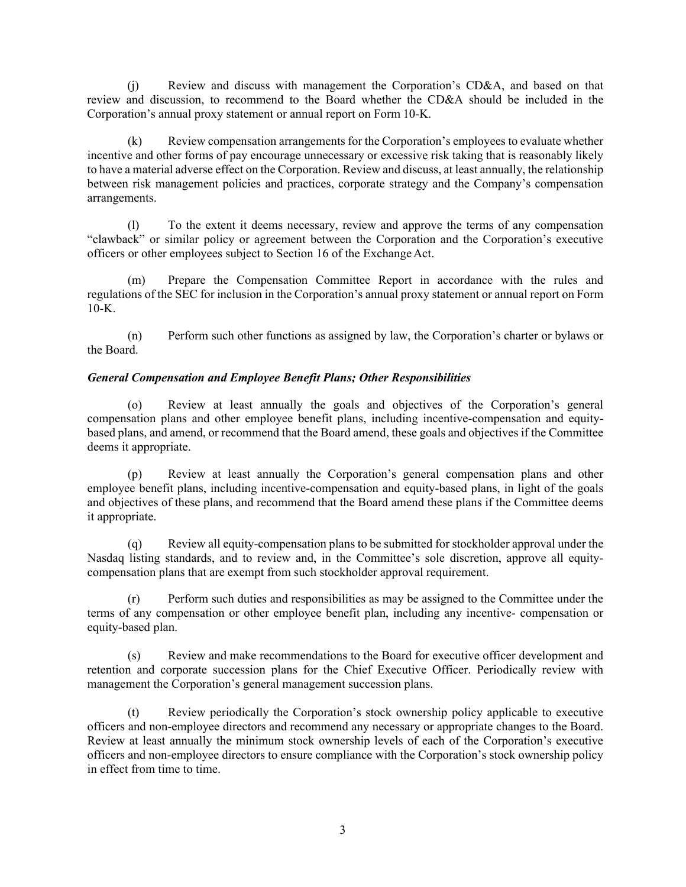(j) Review and discuss with management the Corporation's CD&A, and based on that review and discussion, to recommend to the Board whether the CD&A should be included in the Corporation's annual proxy statement or annual report on Form 10-K.

(k) Review compensation arrangements for the Corporation's employees to evaluate whether incentive and other forms of pay encourage unnecessary or excessive risk taking that is reasonably likely to have a material adverse effect on the Corporation. Review and discuss, at least annually, the relationship between risk management policies and practices, corporate strategy and the Company's compensation arrangements.

(l) To the extent it deems necessary, review and approve the terms of any compensation "clawback" or similar policy or agreement between the Corporation and the Corporation's executive officers or other employees subject to Section 16 of the Exchange Act.

(m) Prepare the Compensation Committee Report in accordance with the rules and regulations of the SEC for inclusion in the Corporation's annual proxy statement or annual report on Form 10-K.

(n) Perform such other functions as assigned by law, the Corporation's charter or bylaws or the Board.

***General Compensation and Employee Benefit Plans; Other Responsibilities***

(o) Review at least annually the goals and objectives of the Corporation's general compensation plans and other employee benefit plans, including incentive-compensation and equity-based plans, and amend, or recommend that the Board amend, these goals and objectives if the Committee deems it appropriate.

(p) Review at least annually the Corporation's general compensation plans and other employee benefit plans, including incentive-compensation and equity-based plans, in light of the goals and objectives of these plans, and recommend that the Board amend these plans if the Committee deems it appropriate.

(q) Review all equity-compensation plans to be submitted for stockholder approval under the Nasdaq listing standards, and to review and, in the Committee's sole discretion, approve all equity-compensation plans that are exempt from such stockholder approval requirement.

(r) Perform such duties and responsibilities as may be assigned to the Committee under the terms of any compensation or other employee benefit plan, including any incentive- compensation or equity-based plan.

(s) Review and make recommendations to the Board for executive officer development and retention and corporate succession plans for the Chief Executive Officer. Periodically review with management the Corporation's general management succession plans.

(t) Review periodically the Corporation's stock ownership policy applicable to executive officers and non-employee directors and recommend any necessary or appropriate changes to the Board. Review at least annually the minimum stock ownership levels of each of the Corporation's executive officers and non-employee directors to ensure compliance with the Corporation's stock ownership policy in effect from time to time.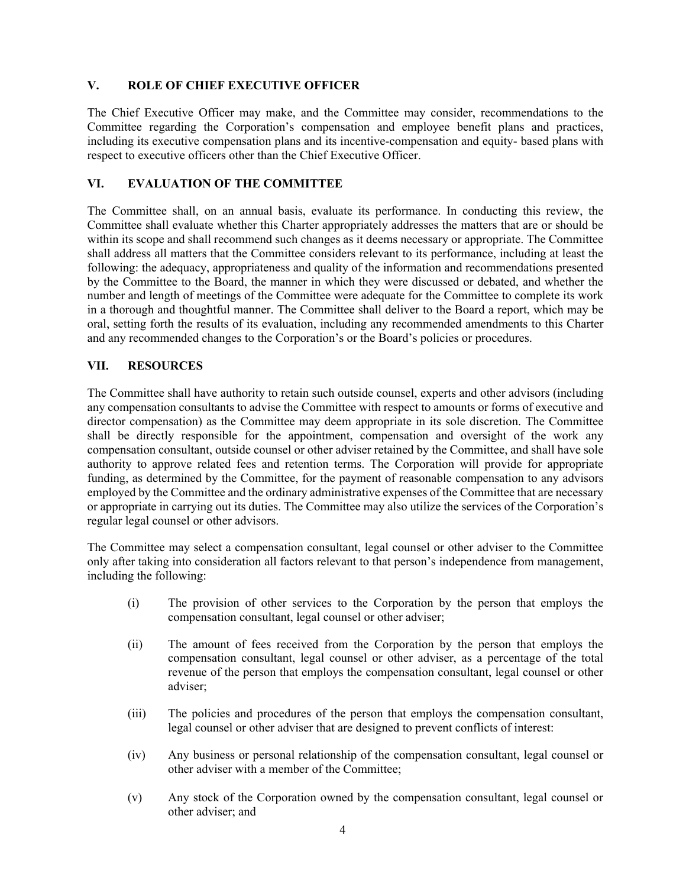## V. ROLE OF CHIEF EXECUTIVE OFFICER

The Chief Executive Officer may make, and the Committee may consider, recommendations to the Committee regarding the Corporation's compensation and employee benefit plans and practices, including its executive compensation plans and its incentive-compensation and equity- based plans with respect to executive officers other than the Chief Executive Officer.

## VI. EVALUATION OF THE COMMITTEE

The Committee shall, on an annual basis, evaluate its performance. In conducting this review, the Committee shall evaluate whether this Charter appropriately addresses the matters that are or should be within its scope and shall recommend such changes as it deems necessary or appropriate. The Committee shall address all matters that the Committee considers relevant to its performance, including at least the following: the adequacy, appropriateness and quality of the information and recommendations presented by the Committee to the Board, the manner in which they were discussed or debated, and whether the number and length of meetings of the Committee were adequate for the Committee to complete its work in a thorough and thoughtful manner. The Committee shall deliver to the Board a report, which may be oral, setting forth the results of its evaluation, including any recommended amendments to this Charter and any recommended changes to the Corporation's or the Board's policies or procedures.

## VII. RESOURCES

The Committee shall have authority to retain such outside counsel, experts and other advisors (including any compensation consultants to advise the Committee with respect to amounts or forms of executive and director compensation) as the Committee may deem appropriate in its sole discretion. The Committee shall be directly responsible for the appointment, compensation and oversight of the work any compensation consultant, outside counsel or other adviser retained by the Committee, and shall have sole authority to approve related fees and retention terms. The Corporation will provide for appropriate funding, as determined by the Committee, for the payment of reasonable compensation to any advisors employed by the Committee and the ordinary administrative expenses of the Committee that are necessary or appropriate in carrying out its duties. The Committee may also utilize the services of the Corporation's regular legal counsel or other advisors.

The Committee may select a compensation consultant, legal counsel or other adviser to the Committee only after taking into consideration all factors relevant to that person's independence from management, including the following:

(i) The provision of other services to the Corporation by the person that employs the compensation consultant, legal counsel or other adviser;

(ii) The amount of fees received from the Corporation by the person that employs the compensation consultant, legal counsel or other adviser, as a percentage of the total revenue of the person that employs the compensation consultant, legal counsel or other adviser;

(iii) The policies and procedures of the person that employs the compensation consultant, legal counsel or other adviser that are designed to prevent conflicts of interest:

(iv) Any business or personal relationship of the compensation consultant, legal counsel or other adviser with a member of the Committee;

(v) Any stock of the Corporation owned by the compensation consultant, legal counsel or other adviser; and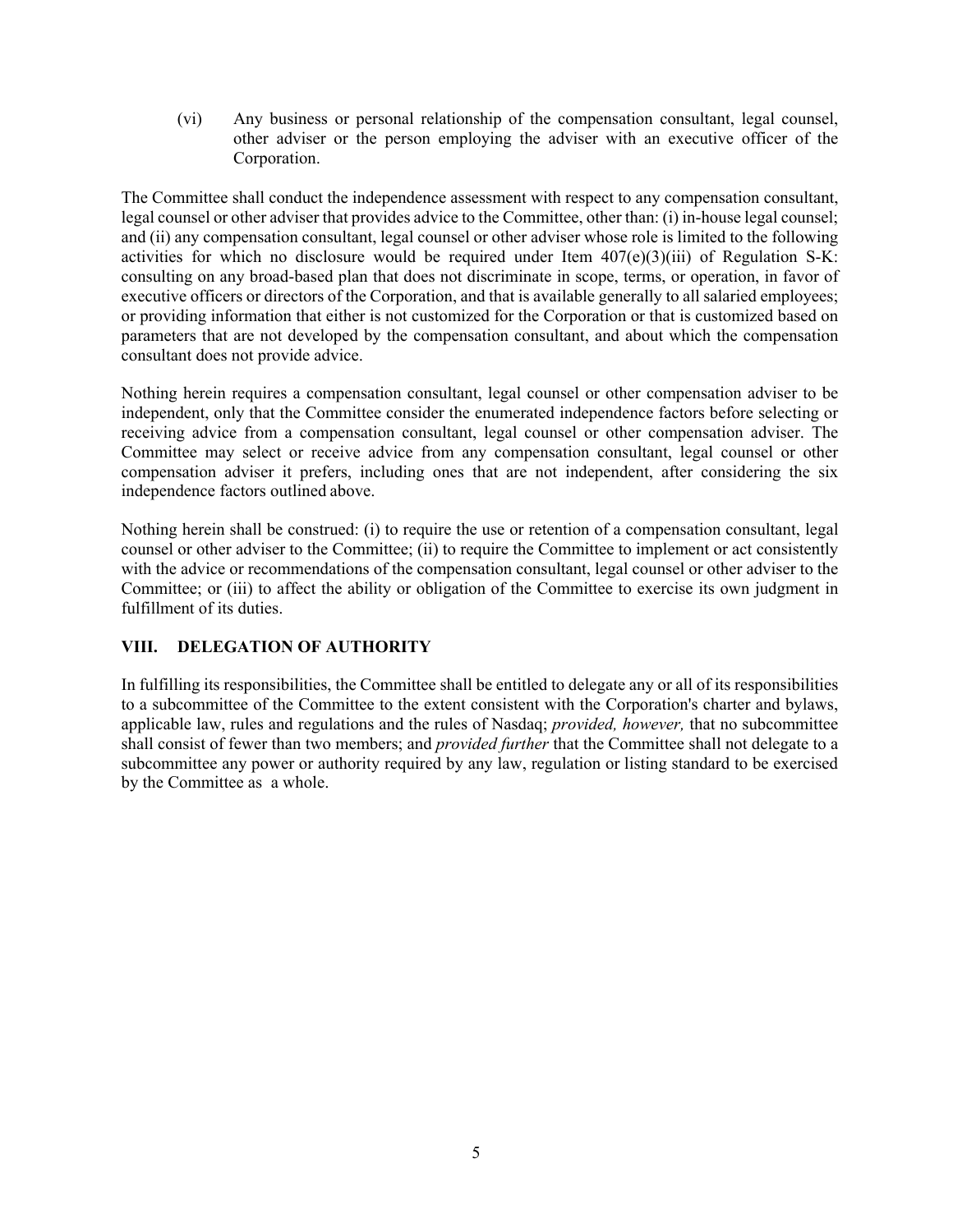(vi) Any business or personal relationship of the compensation consultant, legal counsel, other adviser or the person employing the adviser with an executive officer of the Corporation.

The Committee shall conduct the independence assessment with respect to any compensation consultant, legal counsel or other adviser that provides advice to the Committee, other than: (i) in-house legal counsel; and (ii) any compensation consultant, legal counsel or other adviser whose role is limited to the following activities for which no disclosure would be required under Item 407(e)(3)(iii) of Regulation S-K: consulting on any broad-based plan that does not discriminate in scope, terms, or operation, in favor of executive officers or directors of the Corporation, and that is available generally to all salaried employees; or providing information that either is not customized for the Corporation or that is customized based on parameters that are not developed by the compensation consultant, and about which the compensation consultant does not provide advice.

Nothing herein requires a compensation consultant, legal counsel or other compensation adviser to be independent, only that the Committee consider the enumerated independence factors before selecting or receiving advice from a compensation consultant, legal counsel or other compensation adviser. The Committee may select or receive advice from any compensation consultant, legal counsel or other compensation adviser it prefers, including ones that are not independent, after considering the six independence factors outlined above.

Nothing herein shall be construed: (i) to require the use or retention of a compensation consultant, legal counsel or other adviser to the Committee; (ii) to require the Committee to implement or act consistently with the advice or recommendations of the compensation consultant, legal counsel or other adviser to the Committee; or (iii) to affect the ability or obligation of the Committee to exercise its own judgment in fulfillment of its duties.

## VIII. DELEGATION OF AUTHORITY

In fulfilling its responsibilities, the Committee shall be entitled to delegate any or all of its responsibilities to a subcommittee of the Committee to the extent consistent with the Corporation's charter and bylaws, applicable law, rules and regulations and the rules of Nasdaq; *provided, however,* that no subcommittee shall consist of fewer than two members; and *provided further* that the Committee shall not delegate to a subcommittee any power or authority required by any law, regulation or listing standard to be exercised by the Committee as a whole.